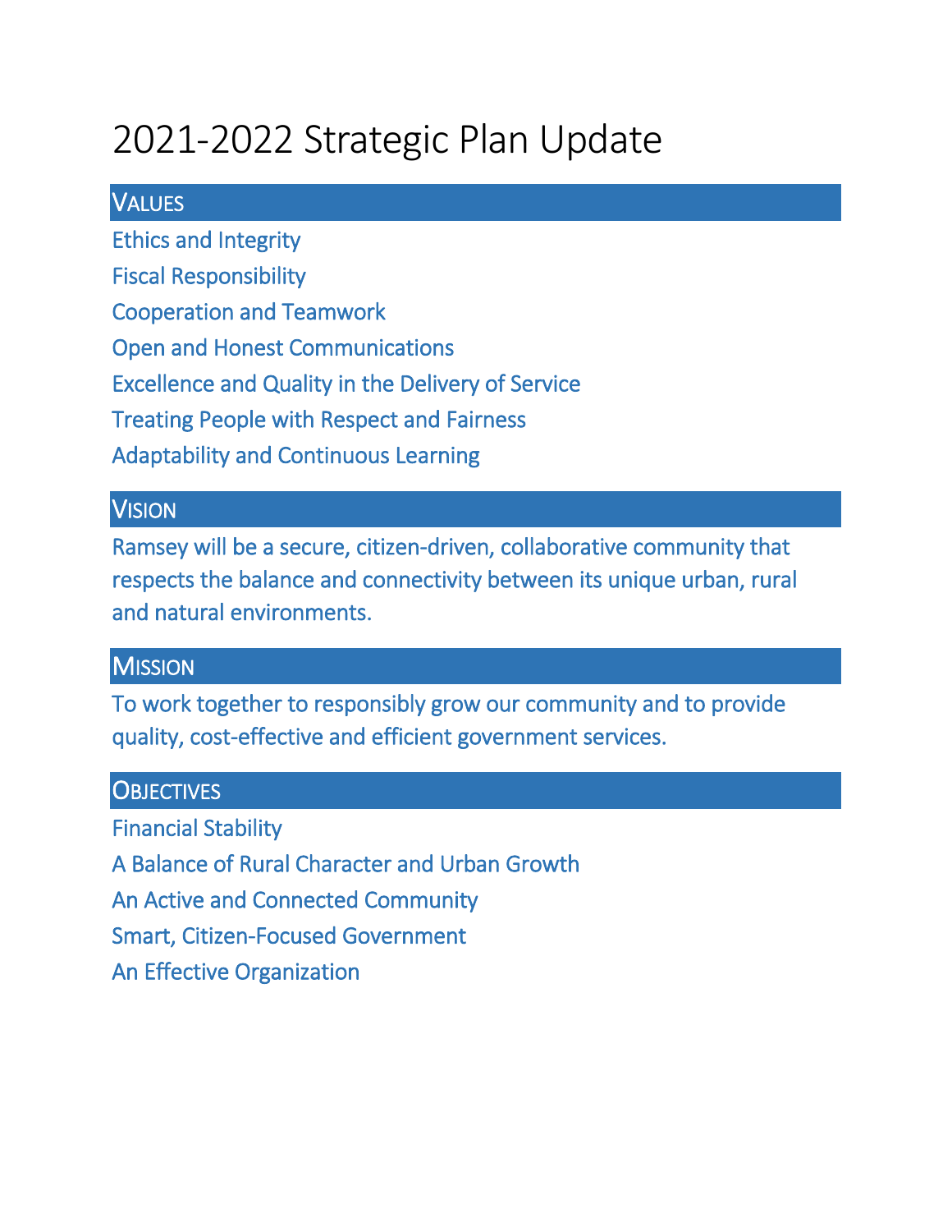# 2021-2022 Strategic Plan Update

## Values

Ethics and Integrity

Fiscal Responsibility

Cooperation and Teamwork

Open and Honest Communications

Excellence and Quality in the Delivery of Service

Treating People with Respect and Fairness

Adaptability and Continuous Learning

## Vision

Ramsey will be a secure, citizen-driven, collaborative community that respects the balance and connectivity between its unique urban, rural and natural environments.

## Mission

To work together to responsibly grow our community and to provide quality, cost-effective and efficient government services.

## Objectives

Financial Stability

A Balance of Rural Character and Urban Growth

An Active and Connected Community

Smart, Citizen-Focused Government

An Effective Organization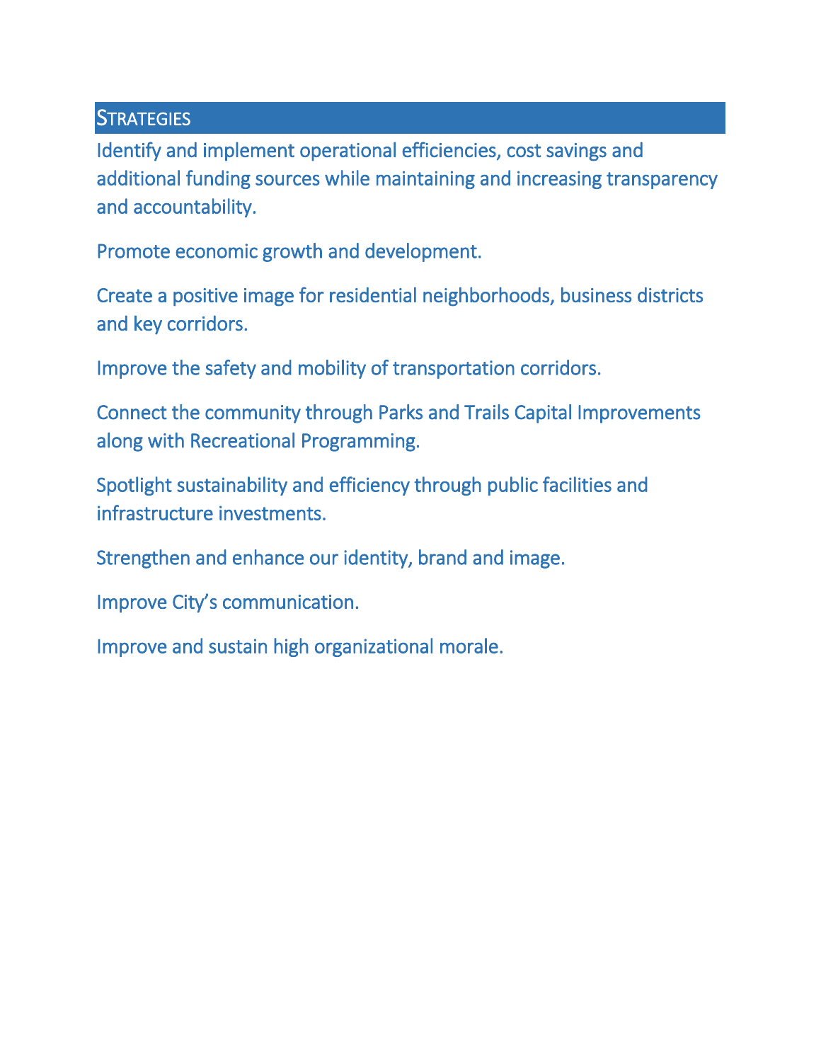## STRATEGIES

Identify and implement operational efficiencies, cost savings and additional funding sources while maintaining and increasing transparency and accountability.

Promote economic growth and development.

Create a positive image for residential neighborhoods, business districts and key corridors.

Improve the safety and mobility of transportation corridors.

Connect the community through Parks and Trails Capital Improvements along with Recreational Programming.

Spotlight sustainability and efficiency through public facilities and infrastructure investments.

Strengthen and enhance our identity, brand and image.

Improve City's communication.

Improve and sustain high organizational morale.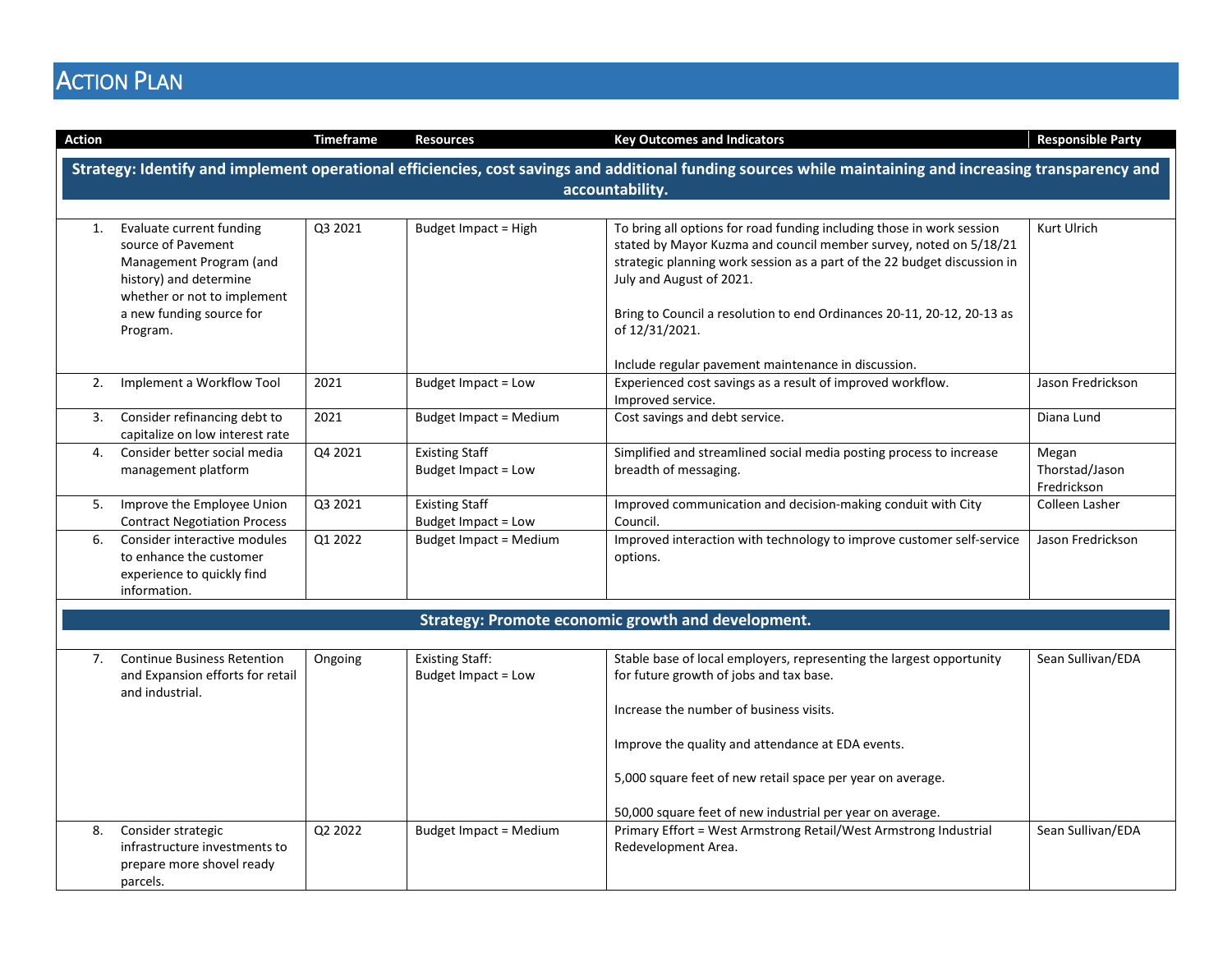# Action Plan

| Action | Timeframe | Resources | Key Outcomes and Indicators | Responsible Party |
|---|---|---|---|---|
| **Strategy: Identify and implement operational efficiencies, cost savings and additional funding sources while maintaining and increasing transparency and accountability.** | | | | |
| 1. Evaluate current funding source of Pavement Management Program (and history) and determine whether or not to implement a new funding source for Program. | Q3 2021 | Budget Impact = High | To bring all options for road funding including those in work session stated by Mayor Kuzma and council member survey, noted on 5/18/21 strategic planning work session as a part of the 22 budget discussion in July and August of 2021.<br><br>Bring to Council a resolution to end Ordinances 20-11, 20-12, 20-13 as of 12/31/2021.<br><br>Include regular pavement maintenance in discussion. | Kurt Ulrich |
| 2. Implement a Workflow Tool | 2021 | Budget Impact = Low | Experienced cost savings as a result of improved workflow.<br>Improved service. | Jason Fredrickson |
| 3. Consider refinancing debt to capitalize on low interest rate | 2021 | Budget Impact = Medium | Cost savings and debt service. | Diana Lund |
| 4. Consider better social media management platform | Q4 2021 | Existing Staff<br>Budget Impact = Low | Simplified and streamlined social media posting process to increase breadth of messaging. | Megan Thorstad/Jason Fredrickson |
| 5. Improve the Employee Union Contract Negotiation Process | Q3 2021 | Existing Staff<br>Budget Impact = Low | Improved communication and decision-making conduit with City Council. | Colleen Lasher |
| 6. Consider interactive modules to enhance the customer experience to quickly find information. | Q1 2022 | Budget Impact = Medium | Improved interaction with technology to improve customer self-service options. | Jason Fredrickson |
| **Strategy: Promote economic growth and development.** | | | | |
| 7. Continue Business Retention and Expansion efforts for retail and industrial. | Ongoing | Existing Staff:<br>Budget Impact = Low | Stable base of local employers, representing the largest opportunity for future growth of jobs and tax base.<br><br>Increase the number of business visits.<br><br>Improve the quality and attendance at EDA events.<br><br>5,000 square feet of new retail space per year on average.<br><br>50,000 square feet of new industrial per year on average. | Sean Sullivan/EDA |
| 8. Consider strategic infrastructure investments to prepare more shovel ready parcels. | Q2 2022 | Budget Impact = Medium | Primary Effort = West Armstrong Retail/West Armstrong Industrial Redevelopment Area. | Sean Sullivan/EDA |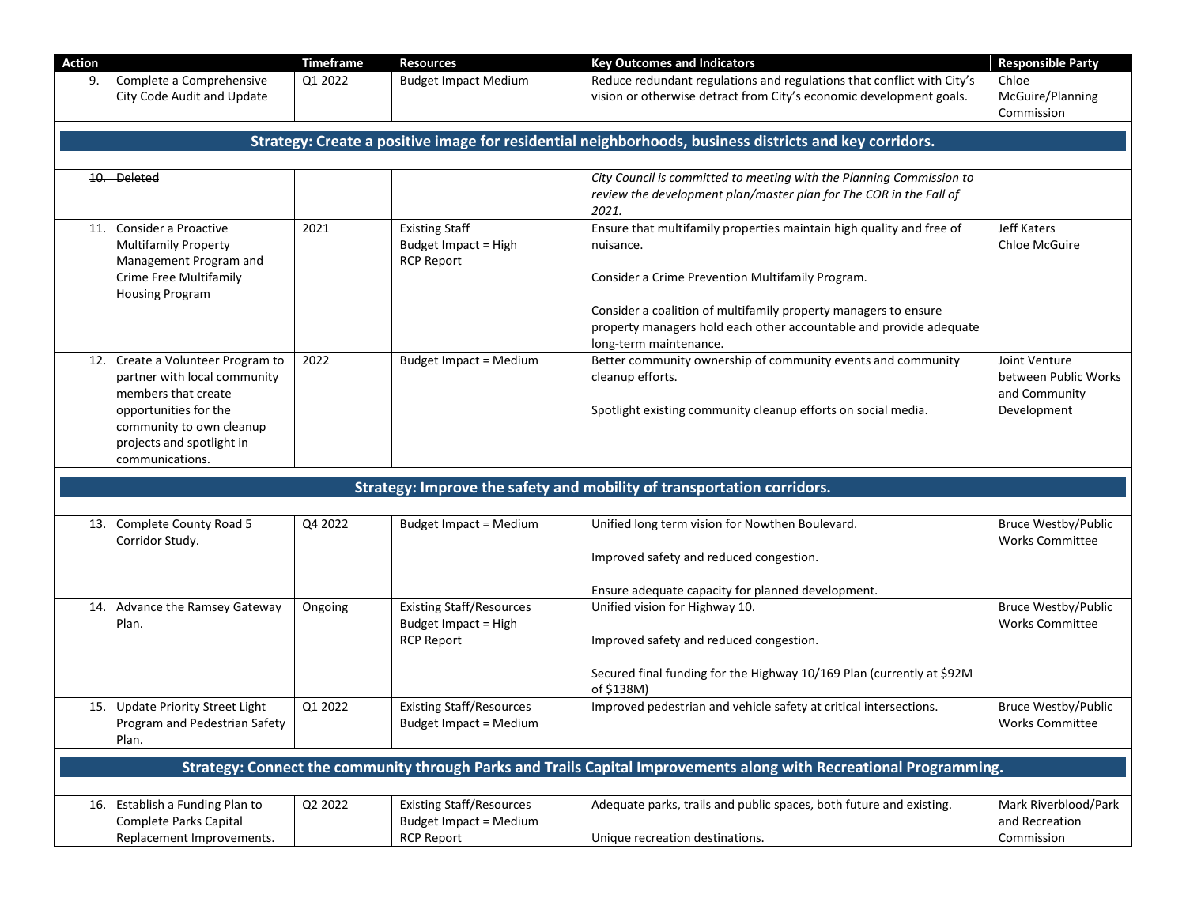| Action | Timeframe | Resources | Key Outcomes and Indicators | Responsible Party |
|---|---|---|---|---|
| 9. Complete a Comprehensive City Code Audit and Update | Q1 2022 | Budget Impact Medium | Reduce redundant regulations and regulations that conflict with City's vision or otherwise detract from City's economic development goals. | Chloe McGuire/Planning Commission |
| **Strategy: Create a positive image for residential neighborhoods, business districts and key corridors.** | | | | |
| ~~10. Deleted~~ | | | *City Council is committed to meeting with the Planning Commission to review the development plan/master plan for The COR in the Fall of 2021.* | |
| 11. Consider a Proactive Multifamily Property Management Program and Crime Free Multifamily Housing Program | 2021 | Existing Staff<br>Budget Impact = High<br>RCP Report | Ensure that multifamily properties maintain high quality and free of nuisance.<br><br>Consider a Crime Prevention Multifamily Program.<br><br>Consider a coalition of multifamily property managers to ensure property managers hold each other accountable and provide adequate long-term maintenance. | Jeff Katers<br>Chloe McGuire |
| 12. Create a Volunteer Program to partner with local community members that create opportunities for the community to own cleanup projects and spotlight in communications. | 2022 | Budget Impact = Medium | Better community ownership of community events and community cleanup efforts.<br><br>Spotlight existing community cleanup efforts on social media. | Joint Venture between Public Works and Community Development |
| **Strategy: Improve the safety and mobility of transportation corridors.** | | | | |
| 13. Complete County Road 5 Corridor Study. | Q4 2022 | Budget Impact = Medium | Unified long term vision for Nowthen Boulevard.<br><br>Improved safety and reduced congestion.<br><br>Ensure adequate capacity for planned development. | Bruce Westby/Public Works Committee |
| 14. Advance the Ramsey Gateway Plan. | Ongoing | Existing Staff/Resources<br>Budget Impact = High<br>RCP Report | Unified vision for Highway 10.<br><br>Improved safety and reduced congestion.<br><br>Secured final funding for the Highway 10/169 Plan (currently at $92M of $138M) | Bruce Westby/Public Works Committee |
| 15. Update Priority Street Light Program and Pedestrian Safety Plan. | Q1 2022 | Existing Staff/Resources<br>Budget Impact = Medium | Improved pedestrian and vehicle safety at critical intersections. | Bruce Westby/Public Works Committee |
| **Strategy: Connect the community through Parks and Trails Capital Improvements along with Recreational Programming.** | | | | |
| 16. Establish a Funding Plan to Complete Parks Capital Replacement Improvements. | Q2 2022 | Existing Staff/Resources<br>Budget Impact = Medium<br>RCP Report | Adequate parks, trails and public spaces, both future and existing.<br><br>Unique recreation destinations. | Mark Riverblood/Park and Recreation Commission |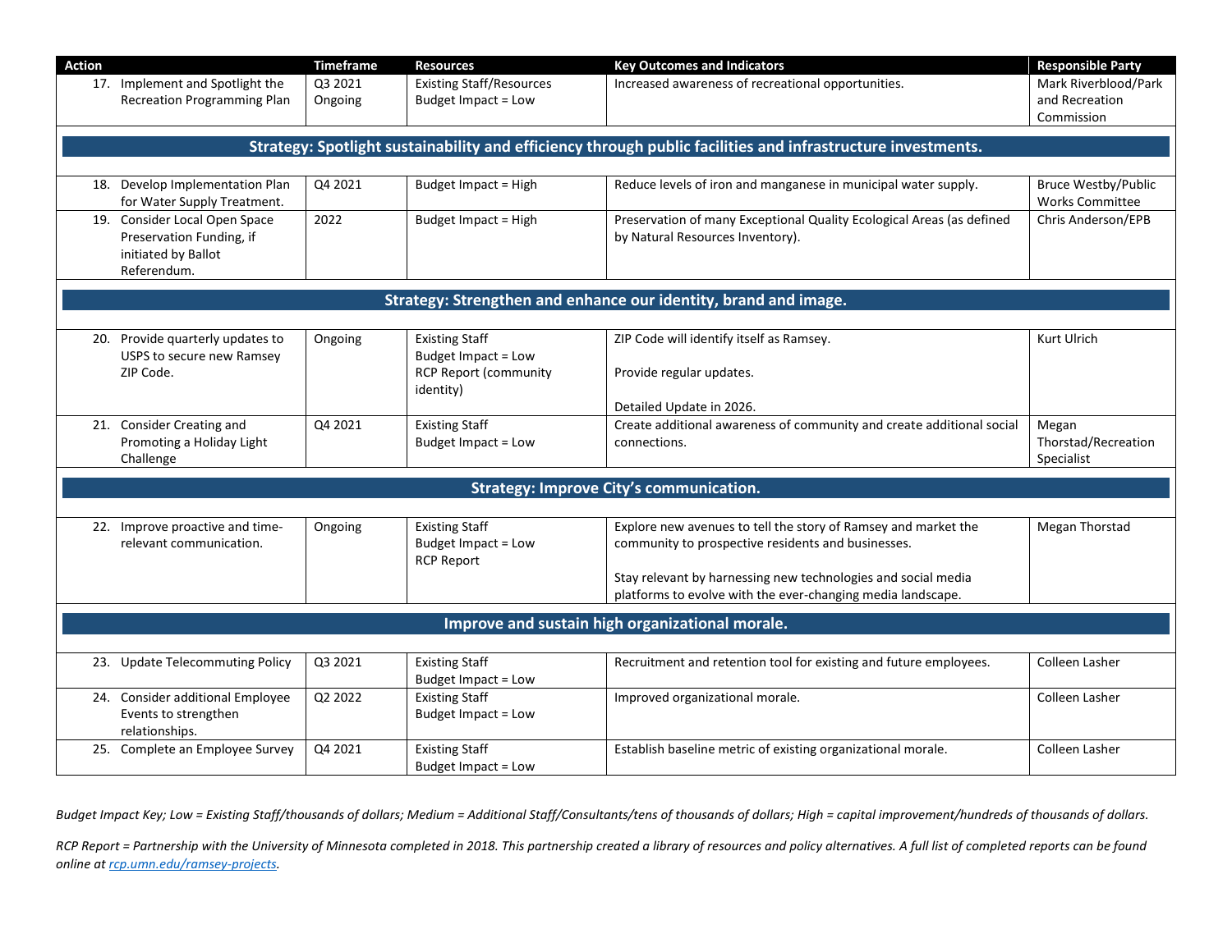| Action | Timeframe | Resources | Key Outcomes and Indicators | Responsible Party |
|---|---|---|---|---|
| 17. Implement and Spotlight the Recreation Programming Plan | Q3 2021 Ongoing | Existing Staff/Resources Budget Impact = Low | Increased awareness of recreational opportunities. | Mark Riverblood/Park and Recreation Commission |
| **Strategy: Spotlight sustainability and efficiency through public facilities and infrastructure investments.** | | | | |
| 18. Develop Implementation Plan for Water Supply Treatment. | Q4 2021 | Budget Impact = High | Reduce levels of iron and manganese in municipal water supply. | Bruce Westby/Public Works Committee |
| 19. Consider Local Open Space Preservation Funding, if initiated by Ballot Referendum. | 2022 | Budget Impact = High | Preservation of many Exceptional Quality Ecological Areas (as defined by Natural Resources Inventory). | Chris Anderson/EPB |
| **Strategy: Strengthen and enhance our identity, brand and image.** | | | | |
| 20. Provide quarterly updates to USPS to secure new Ramsey ZIP Code. | Ongoing | Existing Staff Budget Impact = Low RCP Report (community identity) | ZIP Code will identify itself as Ramsey.<br><br>Provide regular updates.<br><br>Detailed Update in 2026. | Kurt Ulrich |
| 21. Consider Creating and Promoting a Holiday Light Challenge | Q4 2021 | Existing Staff Budget Impact = Low | Create additional awareness of community and create additional social connections. | Megan Thorstad/Recreation Specialist |
| **Strategy: Improve City's communication.** | | | | |
| 22. Improve proactive and time-relevant communication. | Ongoing | Existing Staff Budget Impact = Low RCP Report | Explore new avenues to tell the story of Ramsey and market the community to prospective residents and businesses.<br><br>Stay relevant by harnessing new technologies and social media platforms to evolve with the ever-changing media landscape. | Megan Thorstad |
| **Improve and sustain high organizational morale.** | | | | |
| 23. Update Telecommuting Policy | Q3 2021 | Existing Staff Budget Impact = Low | Recruitment and retention tool for existing and future employees. | Colleen Lasher |
| 24. Consider additional Employee Events to strengthen relationships. | Q2 2022 | Existing Staff Budget Impact = Low | Improved organizational morale. | Colleen Lasher |
| 25. Complete an Employee Survey | Q4 2021 | Existing Staff Budget Impact = Low | Establish baseline metric of existing organizational morale. | Colleen Lasher |

*Budget Impact Key; Low = Existing Staff/thousands of dollars; Medium = Additional Staff/Consultants/tens of thousands of dollars; High = capital improvement/hundreds of thousands of dollars.*

*RCP Report = Partnership with the University of Minnesota completed in 2018. This partnership created a library of resources and policy alternatives. A full list of completed reports can be found online at rcp.umn.edu/ramsey-projects.*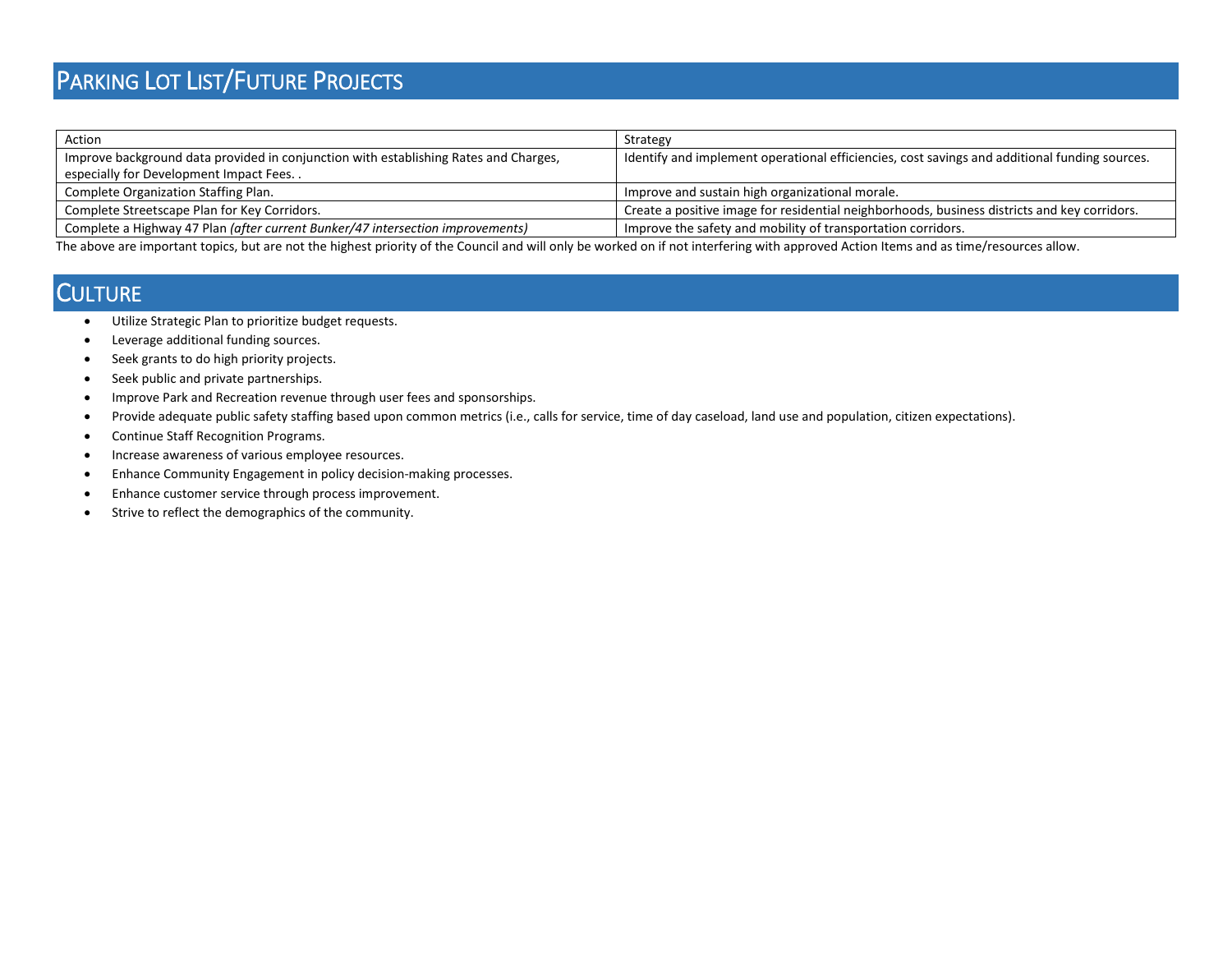## Parking Lot List/Future Projects

| Action | Strategy |
|---|---|
| Improve background data provided in conjunction with establishing Rates and Charges, especially for Development Impact Fees. . | Identify and implement operational efficiencies, cost savings and additional funding sources. |
| Complete Organization Staffing Plan. | Improve and sustain high organizational morale. |
| Complete Streetscape Plan for Key Corridors. | Create a positive image for residential neighborhoods, business districts and key corridors. |
| Complete a Highway 47 Plan *(after current Bunker/47 intersection improvements)* | Improve the safety and mobility of transportation corridors. |

The above are important topics, but are not the highest priority of the Council and will only be worked on if not interfering with approved Action Items and as time/resources allow.

## Culture

- Utilize Strategic Plan to prioritize budget requests.
- Leverage additional funding sources.
- Seek grants to do high priority projects.
- Seek public and private partnerships.
- Improve Park and Recreation revenue through user fees and sponsorships.
- Provide adequate public safety staffing based upon common metrics (i.e., calls for service, time of day caseload, land use and population, citizen expectations).
- Continue Staff Recognition Programs.
- Increase awareness of various employee resources.
- Enhance Community Engagement in policy decision-making processes.
- Enhance customer service through process improvement.
- Strive to reflect the demographics of the community.